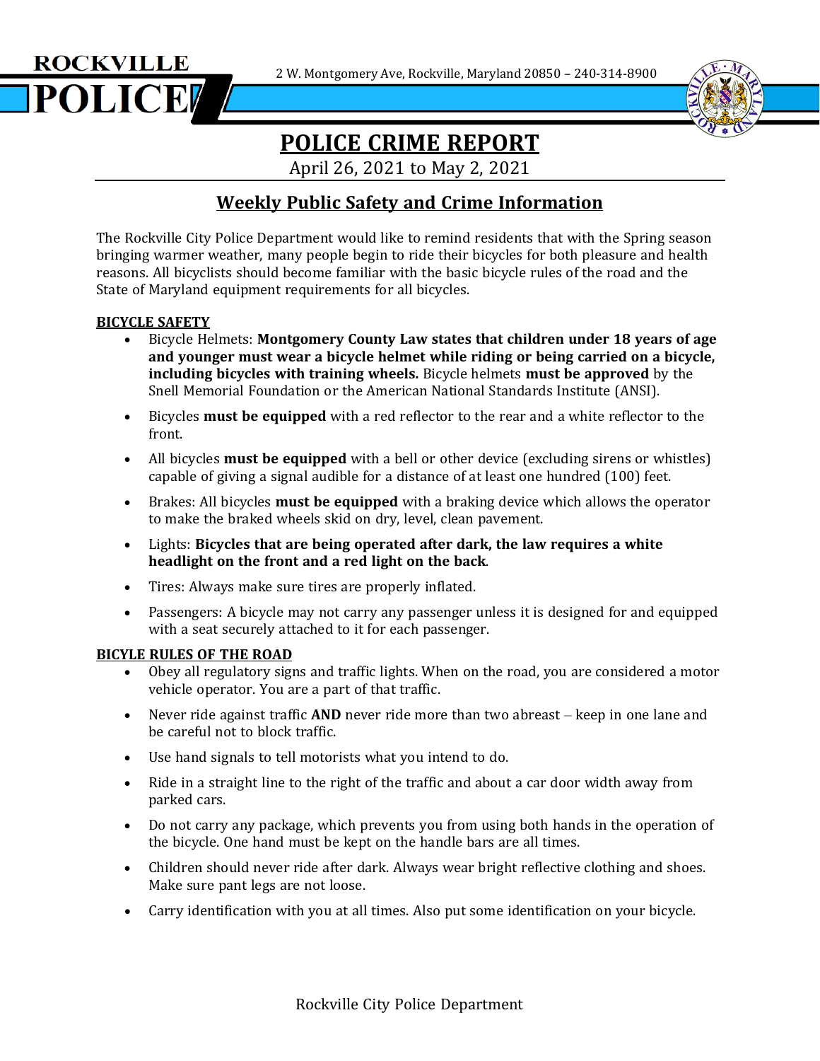ROCKVILLE POLICE

2 W. Montgomery Ave, Rockville, Maryland 20850 – 240-314-8900

# POLICE CRIME REPORT

April 26, 2021 to May 2, 2021

## Weekly Public Safety and Crime Information

The Rockville City Police Department would like to remind residents that with the Spring season bringing warmer weather, many people begin to ride their bicycles for both pleasure and health reasons. All bicyclists should become familiar with the basic bicycle rules of the road and the State of Maryland equipment requirements for all bicycles.

**BICYCLE SAFETY**

- Bicycle Helmets: **Montgomery County Law states that children under 18 years of age and younger must wear a bicycle helmet while riding or being carried on a bicycle, including bicycles with training wheels.** Bicycle helmets **must be approved** by the Snell Memorial Foundation or the American National Standards Institute (ANSI).
- Bicycles **must be equipped** with a red reflector to the rear and a white reflector to the front.
- All bicycles **must be equipped** with a bell or other device (excluding sirens or whistles) capable of giving a signal audible for a distance of at least one hundred (100) feet.
- Brakes: All bicycles **must be equipped** with a braking device which allows the operator to make the braked wheels skid on dry, level, clean pavement.
- Lights: **Bicycles that are being operated after dark, the law requires a white headlight on the front and a red light on the back**.
- Tires: Always make sure tires are properly inflated.
- Passengers: A bicycle may not carry any passenger unless it is designed for and equipped with a seat securely attached to it for each passenger.

**BICYLE RULES OF THE ROAD**

- Obey all regulatory signs and traffic lights. When on the road, you are considered a motor vehicle operator. You are a part of that traffic.
- Never ride against traffic **AND** never ride more than two abreast – keep in one lane and be careful not to block traffic.
- Use hand signals to tell motorists what you intend to do.
- Ride in a straight line to the right of the traffic and about a car door width away from parked cars.
- Do not carry any package, which prevents you from using both hands in the operation of the bicycle. One hand must be kept on the handle bars are all times.
- Children should never ride after dark. Always wear bright reflective clothing and shoes. Make sure pant legs are not loose.
- Carry identification with you at all times. Also put some identification on your bicycle.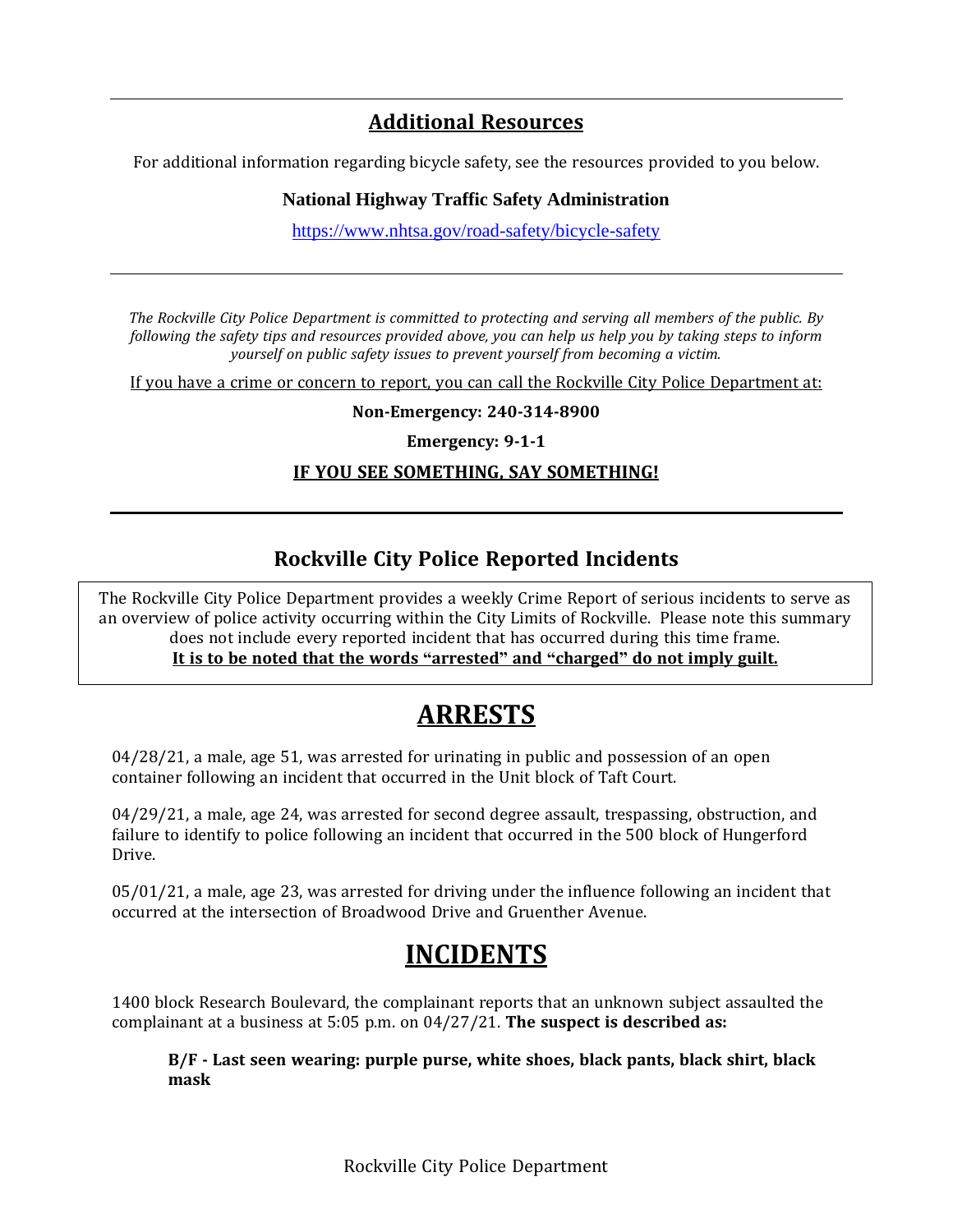## Additional Resources

For additional information regarding bicycle safety, see the resources provided to you below.

**National Highway Traffic Safety Administration**

https://www.nhtsa.gov/road-safety/bicycle-safety

---

*The Rockville City Police Department is committed to protecting and serving all members of the public. By following the safety tips and resources provided above, you can help us help you by taking steps to inform yourself on public safety issues to prevent yourself from becoming a victim.*

If you have a crime or concern to report, you can call the Rockville City Police Department at:

**Non-Emergency: 240-314-8900**

**Emergency: 9-1-1**

**IF YOU SEE SOMETHING, SAY SOMETHING!**

---

## Rockville City Police Reported Incidents

The Rockville City Police Department provides a weekly Crime Report of serious incidents to serve as an overview of police activity occurring within the City Limits of Rockville. Please note this summary does not include every reported incident that has occurred during this time frame.
**It is to be noted that the words "arrested" and "charged" do not imply guilt.**

# ARRESTS

04/28/21, a male, age 51, was arrested for urinating in public and possession of an open container following an incident that occurred in the Unit block of Taft Court.

04/29/21, a male, age 24, was arrested for second degree assault, trespassing, obstruction, and failure to identify to police following an incident that occurred in the 500 block of Hungerford Drive.

05/01/21, a male, age 23, was arrested for driving under the influence following an incident that occurred at the intersection of Broadwood Drive and Gruenther Avenue.

# INCIDENTS

1400 block Research Boulevard, the complainant reports that an unknown subject assaulted the complainant at a business at 5:05 p.m. on 04/27/21. **The suspect is described as:**

**B/F - Last seen wearing: purple purse, white shoes, black pants, black shirt, black mask**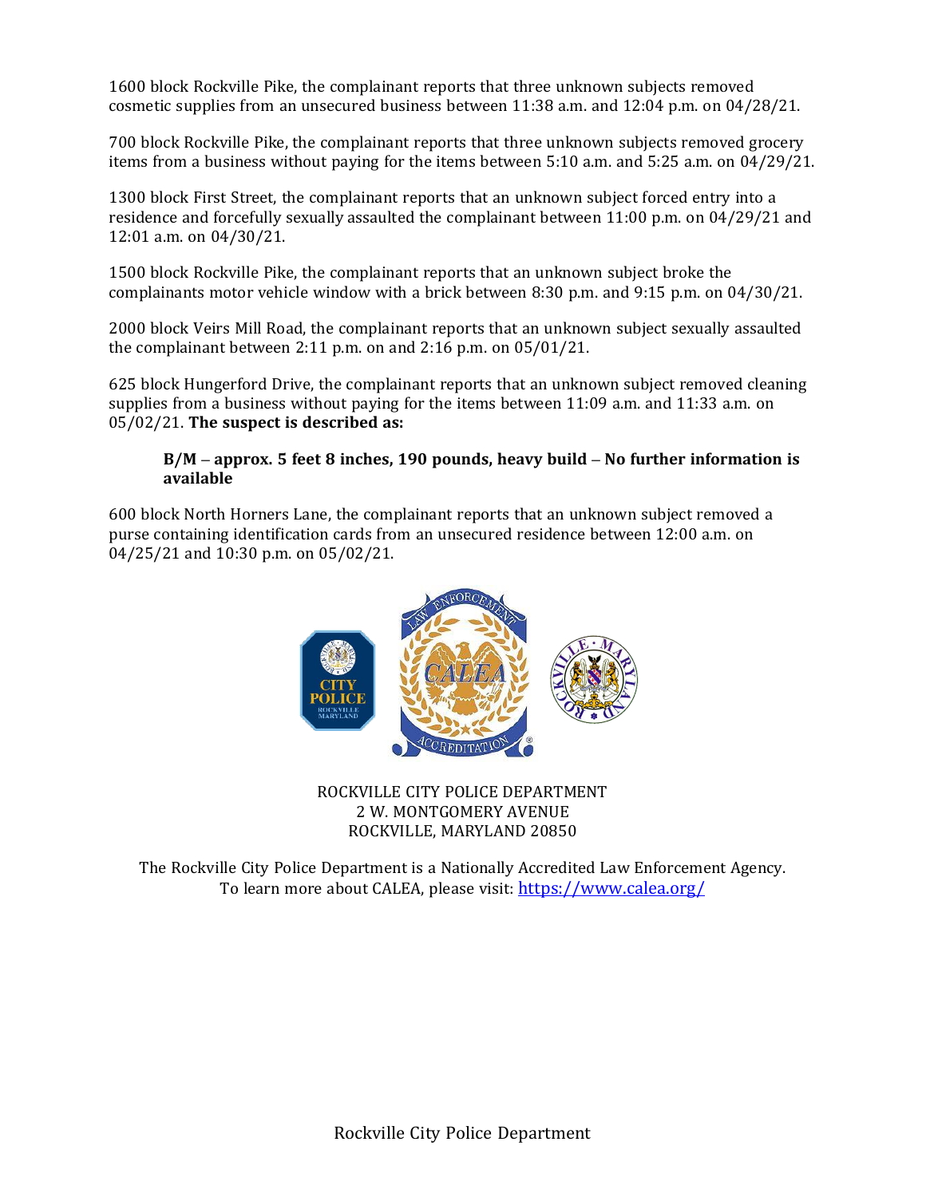1600 block Rockville Pike, the complainant reports that three unknown subjects removed cosmetic supplies from an unsecured business between 11:38 a.m. and 12:04 p.m. on 04/28/21.

700 block Rockville Pike, the complainant reports that three unknown subjects removed grocery items from a business without paying for the items between 5:10 a.m. and 5:25 a.m. on 04/29/21.

1300 block First Street, the complainant reports that an unknown subject forced entry into a residence and forcefully sexually assaulted the complainant between 11:00 p.m. on 04/29/21 and 12:01 a.m. on 04/30/21.

1500 block Rockville Pike, the complainant reports that an unknown subject broke the complainants motor vehicle window with a brick between 8:30 p.m. and 9:15 p.m. on 04/30/21.

2000 block Veirs Mill Road, the complainant reports that an unknown subject sexually assaulted the complainant between 2:11 p.m. on and 2:16 p.m. on 05/01/21.

625 block Hungerford Drive, the complainant reports that an unknown subject removed cleaning supplies from a business without paying for the items between 11:09 a.m. and 11:33 a.m. on 05/02/21. **The suspect is described as:**

> **B/M – approx. 5 feet 8 inches, 190 pounds, heavy build – No further information is available**

600 block North Horners Lane, the complainant reports that an unknown subject removed a purse containing identification cards from an unsecured residence between 12:00 a.m. on 04/25/21 and 10:30 p.m. on 05/02/21.

ROCKVILLE CITY POLICE DEPARTMENT
2 W. MONTGOMERY AVENUE
ROCKVILLE, MARYLAND 20850

The Rockville City Police Department is a Nationally Accredited Law Enforcement Agency.
To learn more about CALEA, please visit: https://www.calea.org/